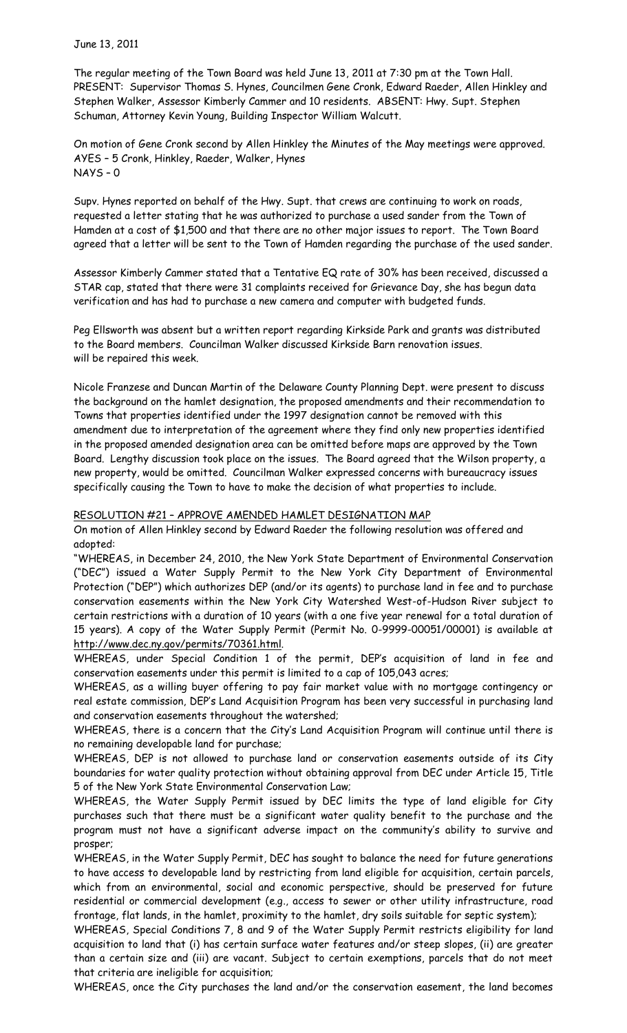June 13, 2011

The regular meeting of the Town Board was held June 13, 2011 at 7:30 pm at the Town Hall. PRESENT: Supervisor Thomas S. Hynes, Councilmen Gene Cronk, Edward Raeder, Allen Hinkley and Stephen Walker, Assessor Kimberly Cammer and 10 residents. ABSENT: Hwy. Supt. Stephen Schuman, Attorney Kevin Young, Building Inspector William Walcutt.

On motion of Gene Cronk second by Allen Hinkley the Minutes of the May meetings were approved.
AYES – 5 Cronk, Hinkley, Raeder, Walker, Hynes
NAYS – 0

Supv. Hynes reported on behalf of the Hwy. Supt. that crews are continuing to work on roads, requested a letter stating that he was authorized to purchase a used sander from the Town of Hamden at a cost of $1,500 and that there are no other major issues to report. The Town Board agreed that a letter will be sent to the Town of Hamden regarding the purchase of the used sander.

Assessor Kimberly Cammer stated that a Tentative EQ rate of 30% has been received, discussed a STAR cap, stated that there were 31 complaints received for Grievance Day, she has begun data verification and has had to purchase a new camera and computer with budgeted funds.

Peg Ellsworth was absent but a written report regarding Kirkside Park and grants was distributed to the Board members. Councilman Walker discussed Kirkside Barn renovation issues.
will be repaired this week.

Nicole Franzese and Duncan Martin of the Delaware County Planning Dept. were present to discuss the background on the hamlet designation, the proposed amendments and their recommendation to Towns that properties identified under the 1997 designation cannot be removed with this amendment due to interpretation of the agreement where they find only new properties identified in the proposed amended designation area can be omitted before maps are approved by the Town Board. Lengthy discussion took place on the issues. The Board agreed that the Wilson property, a new property, would be omitted. Councilman Walker expressed concerns with bureaucracy issues specifically causing the Town to have to make the decision of what properties to include.

RESOLUTION #21 – APPROVE AMENDED HAMLET DESIGNATION MAP

On motion of Allen Hinkley second by Edward Raeder the following resolution was offered and adopted:

"WHEREAS, in December 24, 2010, the New York State Department of Environmental Conservation ("DEC") issued a Water Supply Permit to the New York City Department of Environmental Protection ("DEP") which authorizes DEP (and/or its agents) to purchase land in fee and to purchase conservation easements within the New York City Watershed West-of-Hudson River subject to certain restrictions with a duration of 10 years (with a one five year renewal for a total duration of 15 years). A copy of the Water Supply Permit (Permit No. 0-9999-00051/00001) is available at http://www.dec.ny.gov/permits/70361.html.

WHEREAS, under Special Condition 1 of the permit, DEP's acquisition of land in fee and conservation easements under this permit is limited to a cap of 105,043 acres;

WHEREAS, as a willing buyer offering to pay fair market value with no mortgage contingency or real estate commission, DEP's Land Acquisition Program has been very successful in purchasing land and conservation easements throughout the watershed;

WHEREAS, there is a concern that the City's Land Acquisition Program will continue until there is no remaining developable land for purchase;

WHEREAS, DEP is not allowed to purchase land or conservation easements outside of its City boundaries for water quality protection without obtaining approval from DEC under Article 15, Title 5 of the New York State Environmental Conservation Law;

WHEREAS, the Water Supply Permit issued by DEC limits the type of land eligible for City purchases such that there must be a significant water quality benefit to the purchase and the program must not have a significant adverse impact on the community's ability to survive and prosper;

WHEREAS, in the Water Supply Permit, DEC has sought to balance the need for future generations to have access to developable land by restricting from land eligible for acquisition, certain parcels, which from an environmental, social and economic perspective, should be preserved for future residential or commercial development (e.g., access to sewer or other utility infrastructure, road frontage, flat lands, in the hamlet, proximity to the hamlet, dry soils suitable for septic system);

WHEREAS, Special Conditions 7, 8 and 9 of the Water Supply Permit restricts eligibility for land acquisition to land that (i) has certain surface water features and/or steep slopes, (ii) are greater than a certain size and (iii) are vacant. Subject to certain exemptions, parcels that do not meet that criteria are ineligible for acquisition;

WHEREAS, once the City purchases the land and/or the conservation easement, the land becomes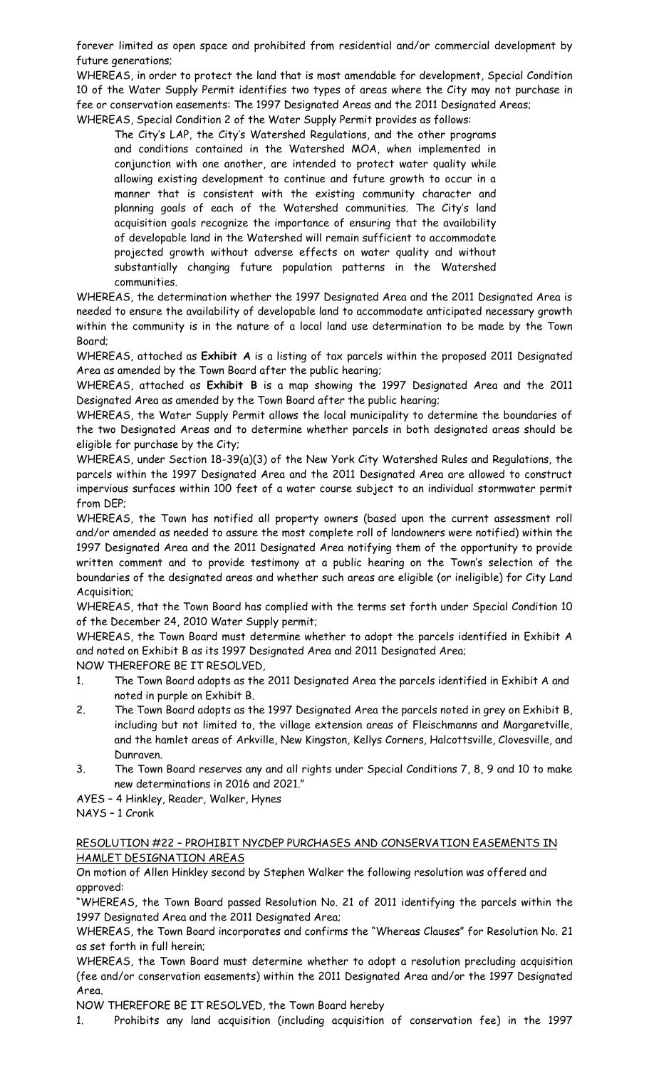forever limited as open space and prohibited from residential and/or commercial development by future generations;

WHEREAS, in order to protect the land that is most amendable for development, Special Condition 10 of the Water Supply Permit identifies two types of areas where the City may not purchase in fee or conservation easements: The 1997 Designated Areas and the 2011 Designated Areas;

WHEREAS, Special Condition 2 of the Water Supply Permit provides as follows:

> The City's LAP, the City's Watershed Regulations, and the other programs and conditions contained in the Watershed MOA, when implemented in conjunction with one another, are intended to protect water quality while allowing existing development to continue and future growth to occur in a manner that is consistent with the existing community character and planning goals of each of the Watershed communities. The City's land acquisition goals recognize the importance of ensuring that the availability of developable land in the Watershed will remain sufficient to accommodate projected growth without adverse effects on water quality and without substantially changing future population patterns in the Watershed communities.

WHEREAS, the determination whether the 1997 Designated Area and the 2011 Designated Area is needed to ensure the availability of developable land to accommodate anticipated necessary growth within the community is in the nature of a local land use determination to be made by the Town Board;

WHEREAS, attached as **Exhibit A** is a listing of tax parcels within the proposed 2011 Designated Area as amended by the Town Board after the public hearing;

WHEREAS, attached as **Exhibit B** is a map showing the 1997 Designated Area and the 2011 Designated Area as amended by the Town Board after the public hearing;

WHEREAS, the Water Supply Permit allows the local municipality to determine the boundaries of the two Designated Areas and to determine whether parcels in both designated areas should be eligible for purchase by the City;

WHEREAS, under Section 18-39(a)(3) of the New York City Watershed Rules and Regulations, the parcels within the 1997 Designated Area and the 2011 Designated Area are allowed to construct impervious surfaces within 100 feet of a water course subject to an individual stormwater permit from DEP;

WHEREAS, the Town has notified all property owners (based upon the current assessment roll and/or amended as needed to assure the most complete roll of landowners were notified) within the 1997 Designated Area and the 2011 Designated Area notifying them of the opportunity to provide written comment and to provide testimony at a public hearing on the Town's selection of the boundaries of the designated areas and whether such areas are eligible (or ineligible) for City Land Acquisition;

WHEREAS, that the Town Board has complied with the terms set forth under Special Condition 10 of the December 24, 2010 Water Supply permit;

WHEREAS, the Town Board must determine whether to adopt the parcels identified in Exhibit A and noted on Exhibit B as its 1997 Designated Area and 2011 Designated Area;

NOW THEREFORE BE IT RESOLVED,

1. The Town Board adopts as the 2011 Designated Area the parcels identified in Exhibit A and noted in purple on Exhibit B.
2. The Town Board adopts as the 1997 Designated Area the parcels noted in grey on Exhibit B, including but not limited to, the village extension areas of Fleischmanns and Margaretville, and the hamlet areas of Arkville, New Kingston, Kellys Corners, Halcottsville, Clovesville, and Dunraven.
3. The Town Board reserves any and all rights under Special Conditions 7, 8, 9 and 10 to make new determinations in 2016 and 2021."

AYES – 4 Hinkley, Reader, Walker, Hynes

NAYS – 1 Cronk

RESOLUTION #22 – PROHIBIT NYCDEP PURCHASES AND CONSERVATION EASEMENTS IN HAMLET DESIGNATION AREAS

On motion of Allen Hinkley second by Stephen Walker the following resolution was offered and approved:

"WHEREAS, the Town Board passed Resolution No. 21 of 2011 identifying the parcels within the 1997 Designated Area and the 2011 Designated Area;

WHEREAS, the Town Board incorporates and confirms the "Whereas Clauses" for Resolution No. 21 as set forth in full herein;

WHEREAS, the Town Board must determine whether to adopt a resolution precluding acquisition (fee and/or conservation easements) within the 2011 Designated Area and/or the 1997 Designated Area.

NOW THEREFORE BE IT RESOLVED, the Town Board hereby

1. Prohibits any land acquisition (including acquisition of conservation fee) in the 1997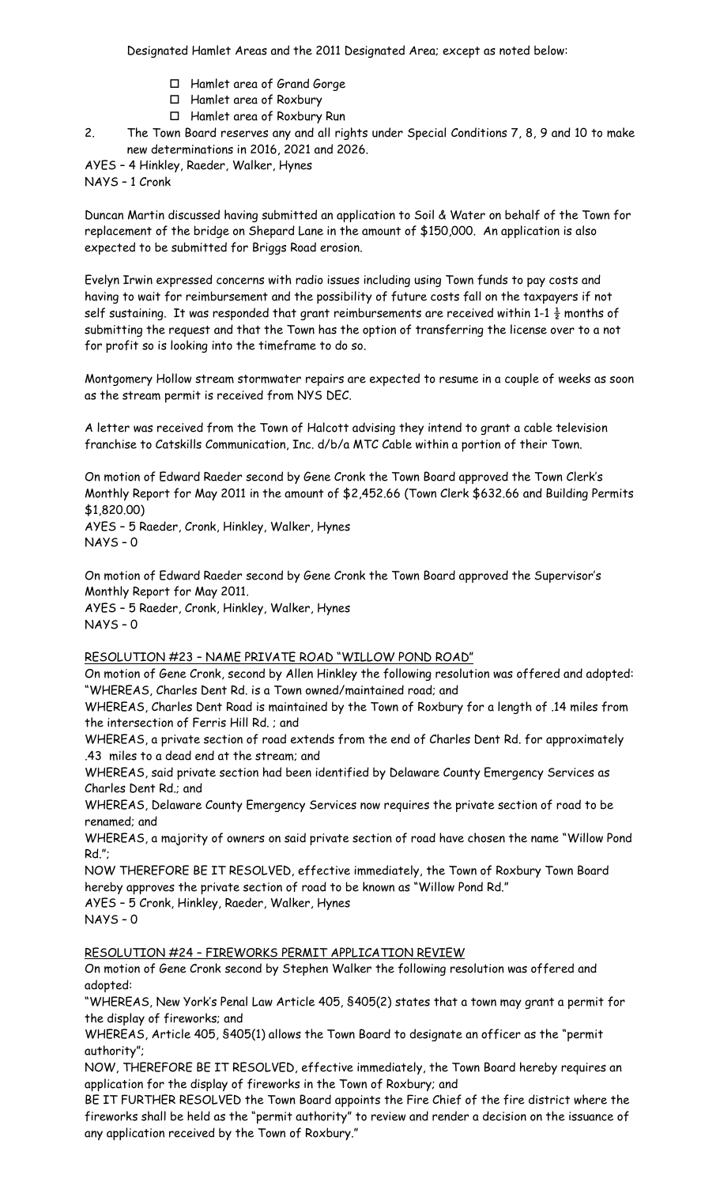Designated Hamlet Areas and the 2011 Designated Area; except as noted below:

- ☐ Hamlet area of Grand Gorge
- ☐ Hamlet area of Roxbury
- ☐ Hamlet area of Roxbury Run

2. The Town Board reserves any and all rights under Special Conditions 7, 8, 9 and 10 to make new determinations in 2016, 2021 and 2026.

AYES – 4 Hinkley, Raeder, Walker, Hynes
NAYS – 1 Cronk

Duncan Martin discussed having submitted an application to Soil & Water on behalf of the Town for replacement of the bridge on Shepard Lane in the amount of $150,000. An application is also expected to be submitted for Briggs Road erosion.

Evelyn Irwin expressed concerns with radio issues including using Town funds to pay costs and having to wait for reimbursement and the possibility of future costs fall on the taxpayers if not self sustaining. It was responded that grant reimbursements are received within 1-1 ½ months of submitting the request and that the Town has the option of transferring the license over to a not for profit so is looking into the timeframe to do so.

Montgomery Hollow stream stormwater repairs are expected to resume in a couple of weeks as soon as the stream permit is received from NYS DEC.

A letter was received from the Town of Halcott advising they intend to grant a cable television franchise to Catskills Communication, Inc. d/b/a MTC Cable within a portion of their Town.

On motion of Edward Raeder second by Gene Cronk the Town Board approved the Town Clerk's Monthly Report for May 2011 in the amount of $2,452.66 (Town Clerk $632.66 and Building Permits $1,820.00)
AYES – 5 Raeder, Cronk, Hinkley, Walker, Hynes
NAYS – 0

On motion of Edward Raeder second by Gene Cronk the Town Board approved the Supervisor's Monthly Report for May 2011.
AYES – 5 Raeder, Cronk, Hinkley, Walker, Hynes
NAYS – 0

RESOLUTION #23 – NAME PRIVATE ROAD "WILLOW POND ROAD"

On motion of Gene Cronk, second by Allen Hinkley the following resolution was offered and adopted:
"WHEREAS, Charles Dent Rd. is a Town owned/maintained road; and
WHEREAS, Charles Dent Road is maintained by the Town of Roxbury for a length of .14 miles from the intersection of Ferris Hill Rd. ; and
WHEREAS, a private section of road extends from the end of Charles Dent Rd. for approximately .43 miles to a dead end at the stream; and
WHEREAS, said private section had been identified by Delaware County Emergency Services as Charles Dent Rd.; and
WHEREAS, Delaware County Emergency Services now requires the private section of road to be renamed; and
WHEREAS, a majority of owners on said private section of road have chosen the name "Willow Pond Rd.";
NOW THEREFORE BE IT RESOLVED, effective immediately, the Town of Roxbury Town Board hereby approves the private section of road to be known as "Willow Pond Rd."
AYES – 5 Cronk, Hinkley, Raeder, Walker, Hynes
NAYS – 0

RESOLUTION #24 – FIREWORKS PERMIT APPLICATION REVIEW

On motion of Gene Cronk second by Stephen Walker the following resolution was offered and adopted:
"WHEREAS, New York's Penal Law Article 405, §405(2) states that a town may grant a permit for the display of fireworks; and
WHEREAS, Article 405, §405(1) allows the Town Board to designate an officer as the "permit authority";
NOW, THEREFORE BE IT RESOLVED, effective immediately, the Town Board hereby requires an application for the display of fireworks in the Town of Roxbury; and
BE IT FURTHER RESOLVED the Town Board appoints the Fire Chief of the fire district where the fireworks shall be held as the "permit authority" to review and render a decision on the issuance of any application received by the Town of Roxbury."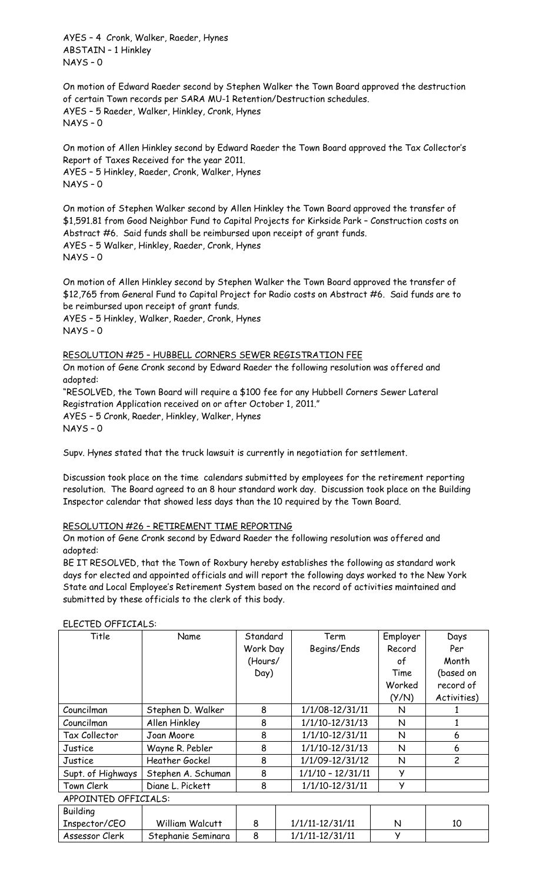AYES – 4 Cronk, Walker, Raeder, Hynes
ABSTAIN – 1 Hinkley
NAYS – 0

On motion of Edward Raeder second by Stephen Walker the Town Board approved the destruction of certain Town records per SARA MU-1 Retention/Destruction schedules.
AYES – 5 Raeder, Walker, Hinkley, Cronk, Hynes
NAYS – 0

On motion of Allen Hinkley second by Edward Raeder the Town Board approved the Tax Collector's Report of Taxes Received for the year 2011.
AYES – 5 Hinkley, Raeder, Cronk, Walker, Hynes
NAYS – 0

On motion of Stephen Walker second by Allen Hinkley the Town Board approved the transfer of $1,591.81 from Good Neighbor Fund to Capital Projects for Kirkside Park – Construction costs on Abstract #6. Said funds shall be reimbursed upon receipt of grant funds.
AYES – 5 Walker, Hinkley, Raeder, Cronk, Hynes
NAYS – 0

On motion of Allen Hinkley second by Stephen Walker the Town Board approved the transfer of $12,765 from General Fund to Capital Project for Radio costs on Abstract #6. Said funds are to be reimbursed upon receipt of grant funds.
AYES – 5 Hinkley, Walker, Raeder, Cronk, Hynes
NAYS – 0

RESOLUTION #25 – HUBBELL CORNERS SEWER REGISTRATION FEE

On motion of Gene Cronk second by Edward Raeder the following resolution was offered and adopted:
"RESOLVED, the Town Board will require a $100 fee for any Hubbell Corners Sewer Lateral Registration Application received on or after October 1, 2011."
AYES – 5 Cronk, Raeder, Hinkley, Walker, Hynes
NAYS – 0

Supv. Hynes stated that the truck lawsuit is currently in negotiation for settlement.

Discussion took place on the time calendars submitted by employees for the retirement reporting resolution. The Board agreed to an 8 hour standard work day. Discussion took place on the Building Inspector calendar that showed less days than the 10 required by the Town Board.

RESOLUTION #26 – RETIREMENT TIME REPORTING

On motion of Gene Cronk second by Edward Raeder the following resolution was offered and adopted:
BE IT RESOLVED, that the Town of Roxbury hereby establishes the following as standard work days for elected and appointed officials and will report the following days worked to the New York State and Local Employee's Retirement System based on the record of activities maintained and submitted by these officials to the clerk of this body.

ELECTED OFFICIALS:

| Title | Name | Standard Work Day (Hours/ Day) | Term Begins/Ends | Employer Record of Time Worked (Y/N) | Days Per Month (based on record of Activities) |
|---|---|---|---|---|---|
| Councilman | Stephen D. Walker | 8 | 1/1/08-12/31/11 | N | 1 |
| Councilman | Allen Hinkley | 8 | 1/1/10-12/31/13 | N | 1 |
| Tax Collector | Joan Moore | 8 | 1/1/10-12/31/11 | N | 6 |
| Justice | Wayne R. Pebler | 8 | 1/1/10-12/31/13 | N | 6 |
| Justice | Heather Gockel | 8 | 1/1/09-12/31/12 | N | 2 |
| Supt. of Highways | Stephen A. Schuman | 8 | 1/1/10 – 12/31/11 | Y | |
| Town Clerk | Diane L. Pickett | 8 | 1/1/10-12/31/11 | Y | |
| APPOINTED OFFICIALS: | | | | | |
| Building Inspector/CEO | William Walcutt | 8 | 1/1/11-12/31/11 | N | 10 |
| Assessor Clerk | Stephanie Seminara | 8 | 1/1/11-12/31/11 | Y | |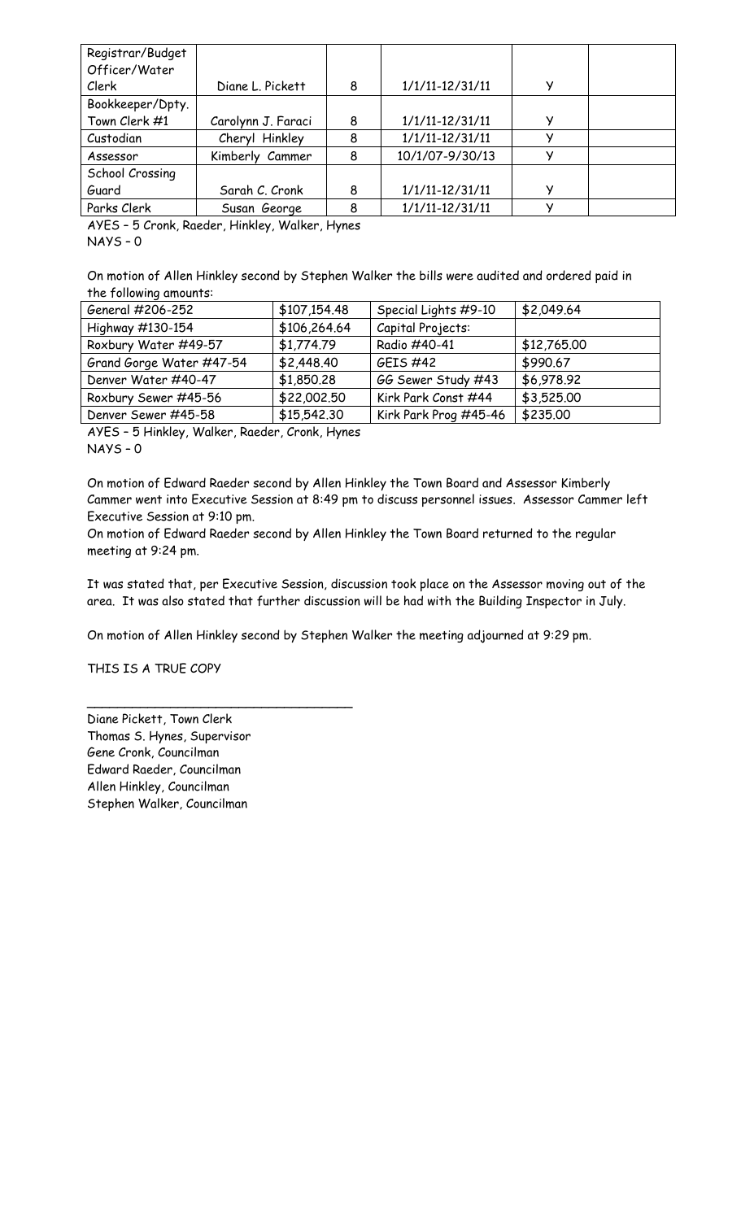| | | | | | |
|---|---|---|---|---|---|
| Registrar/Budget Officer/Water Clerk | Diane L. Pickett | 8 | 1/1/11-12/31/11 | Y | |
| Bookkeeper/Dpty. Town Clerk #1 | Carolynn J. Faraci | 8 | 1/1/11-12/31/11 | Y | |
| Custodian | Cheryl Hinkley | 8 | 1/1/11-12/31/11 | Y | |
| Assessor | Kimberly Cammer | 8 | 10/1/07-9/30/13 | Y | |
| School Crossing Guard | Sarah C. Cronk | 8 | 1/1/11-12/31/11 | Y | |
| Parks Clerk | Susan George | 8 | 1/1/11-12/31/11 | Y | |

AYES – 5 Cronk, Raeder, Hinkley, Walker, Hynes
NAYS – 0

On motion of Allen Hinkley second by Stephen Walker the bills were audited and ordered paid in the following amounts:

| | | | |
|---|---|---|---|
| General #206-252 | $107,154.48 | Special Lights #9-10 | $2,049.64 |
| Highway #130-154 | $106,264.64 | Capital Projects: | |
| Roxbury Water #49-57 | $1,774.79 | Radio #40-41 | $12,765.00 |
| Grand Gorge Water #47-54 | $2,448.40 | GEIS #42 | $990.67 |
| Denver Water #40-47 | $1,850.28 | GG Sewer Study #43 | $6,978.92 |
| Roxbury Sewer #45-56 | $22,002.50 | Kirk Park Const #44 | $3,525.00 |
| Denver Sewer #45-58 | $15,542.30 | Kirk Park Prog #45-46 | $235.00 |

AYES – 5 Hinkley, Walker, Raeder, Cronk, Hynes
NAYS – 0

On motion of Edward Raeder second by Allen Hinkley the Town Board and Assessor Kimberly Cammer went into Executive Session at 8:49 pm to discuss personnel issues. Assessor Cammer left Executive Session at 9:10 pm.
On motion of Edward Raeder second by Allen Hinkley the Town Board returned to the regular meeting at 9:24 pm.

It was stated that, per Executive Session, discussion took place on the Assessor moving out of the area. It was also stated that further discussion will be had with the Building Inspector in July.

On motion of Allen Hinkley second by Stephen Walker the meeting adjourned at 9:29 pm.

THIS IS A TRUE COPY

\_\_\_\_\_\_\_\_\_\_\_\_\_\_\_\_\_\_\_\_\_\_\_\_\_\_\_\_\_\_\_\_\_\_\_\_

Diane Pickett, Town Clerk
Thomas S. Hynes, Supervisor
Gene Cronk, Councilman
Edward Raeder, Councilman
Allen Hinkley, Councilman
Stephen Walker, Councilman